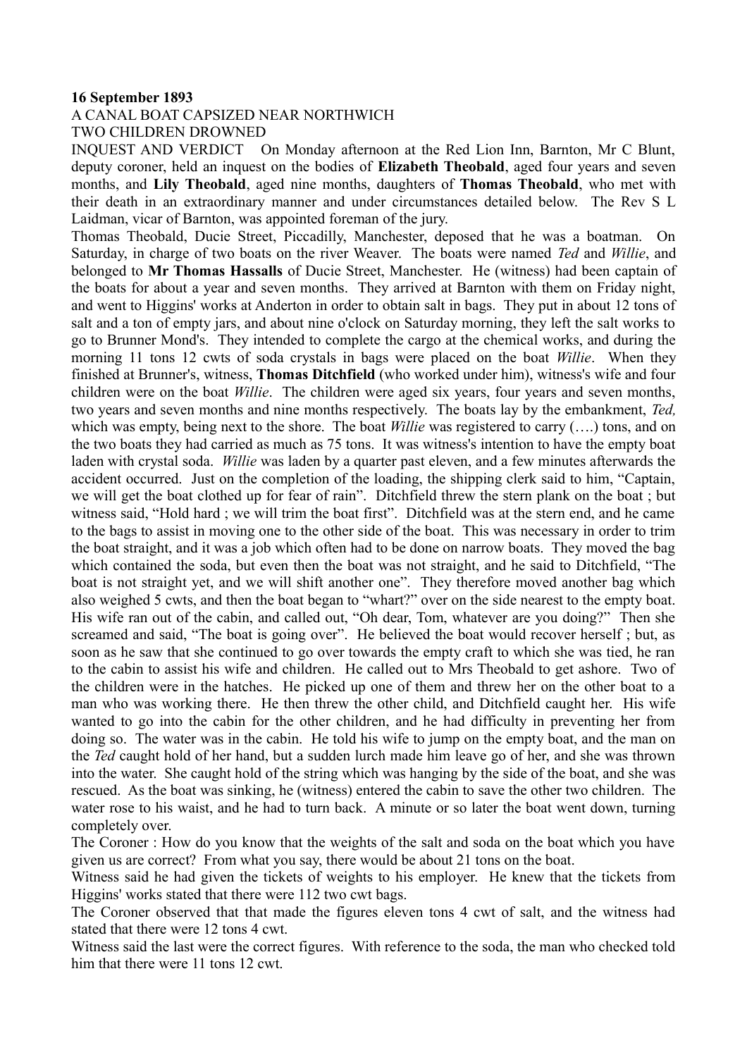**16 September 1893**

A CANAL BOAT CAPSIZED NEAR NORTHWICH

TWO CHILDREN DROWNED

INQUEST AND VERDICT   On Monday afternoon at the Red Lion Inn, Barnton, Mr C Blunt, deputy coroner, held an inquest on the bodies of **Elizabeth Theobald**, aged four years and seven months, and **Lily Theobald**, aged nine months, daughters of **Thomas Theobald**, who met with their death in an extraordinary manner and under circumstances detailed below. The Rev S L Laidman, vicar of Barnton, was appointed foreman of the jury.

Thomas Theobald, Ducie Street, Piccadilly, Manchester, deposed that he was a boatman. On Saturday, in charge of two boats on the river Weaver. The boats were named *Ted* and *Willie*, and belonged to **Mr Thomas Hassalls** of Ducie Street, Manchester. He (witness) had been captain of the boats for about a year and seven months. They arrived at Barnton with them on Friday night, and went to Higgins' works at Anderton in order to obtain salt in bags. They put in about 12 tons of salt and a ton of empty jars, and about nine o'clock on Saturday morning, they left the salt works to go to Brunner Mond's. They intended to complete the cargo at the chemical works, and during the morning 11 tons 12 cwts of soda crystals in bags were placed on the boat *Willie*. When they finished at Brunner's, witness, **Thomas Ditchfield** (who worked under him), witness's wife and four children were on the boat *Willie*. The children were aged six years, four years and seven months, two years and seven months and nine months respectively. The boats lay by the embankment, *Ted,* which was empty, being next to the shore. The boat *Willie* was registered to carry (….) tons, and on the two boats they had carried as much as 75 tons. It was witness's intention to have the empty boat laden with crystal soda. *Willie* was laden by a quarter past eleven, and a few minutes afterwards the accident occurred. Just on the completion of the loading, the shipping clerk said to him, "Captain, we will get the boat clothed up for fear of rain". Ditchfield threw the stern plank on the boat ; but witness said, "Hold hard ; we will trim the boat first". Ditchfield was at the stern end, and he came to the bags to assist in moving one to the other side of the boat. This was necessary in order to trim the boat straight, and it was a job which often had to be done on narrow boats. They moved the bag which contained the soda, but even then the boat was not straight, and he said to Ditchfield, "The boat is not straight yet, and we will shift another one". They therefore moved another bag which also weighed 5 cwts, and then the boat began to "whart?" over on the side nearest to the empty boat. His wife ran out of the cabin, and called out, "Oh dear, Tom, whatever are you doing?" Then she screamed and said, "The boat is going over". He believed the boat would recover herself ; but, as soon as he saw that she continued to go over towards the empty craft to which she was tied, he ran to the cabin to assist his wife and children. He called out to Mrs Theobald to get ashore. Two of the children were in the hatches. He picked up one of them and threw her on the other boat to a man who was working there. He then threw the other child, and Ditchfield caught her. His wife wanted to go into the cabin for the other children, and he had difficulty in preventing her from doing so. The water was in the cabin. He told his wife to jump on the empty boat, and the man on the *Ted* caught hold of her hand, but a sudden lurch made him leave go of her, and she was thrown into the water. She caught hold of the string which was hanging by the side of the boat, and she was rescued. As the boat was sinking, he (witness) entered the cabin to save the other two children. The water rose to his waist, and he had to turn back. A minute or so later the boat went down, turning completely over.

The Coroner : How do you know that the weights of the salt and soda on the boat which you have given us are correct? From what you say, there would be about 21 tons on the boat.

Witness said he had given the tickets of weights to his employer. He knew that the tickets from Higgins' works stated that there were 112 two cwt bags.

The Coroner observed that that made the figures eleven tons 4 cwt of salt, and the witness had stated that there were 12 tons 4 cwt.

Witness said the last were the correct figures. With reference to the soda, the man who checked told him that there were 11 tons 12 cwt.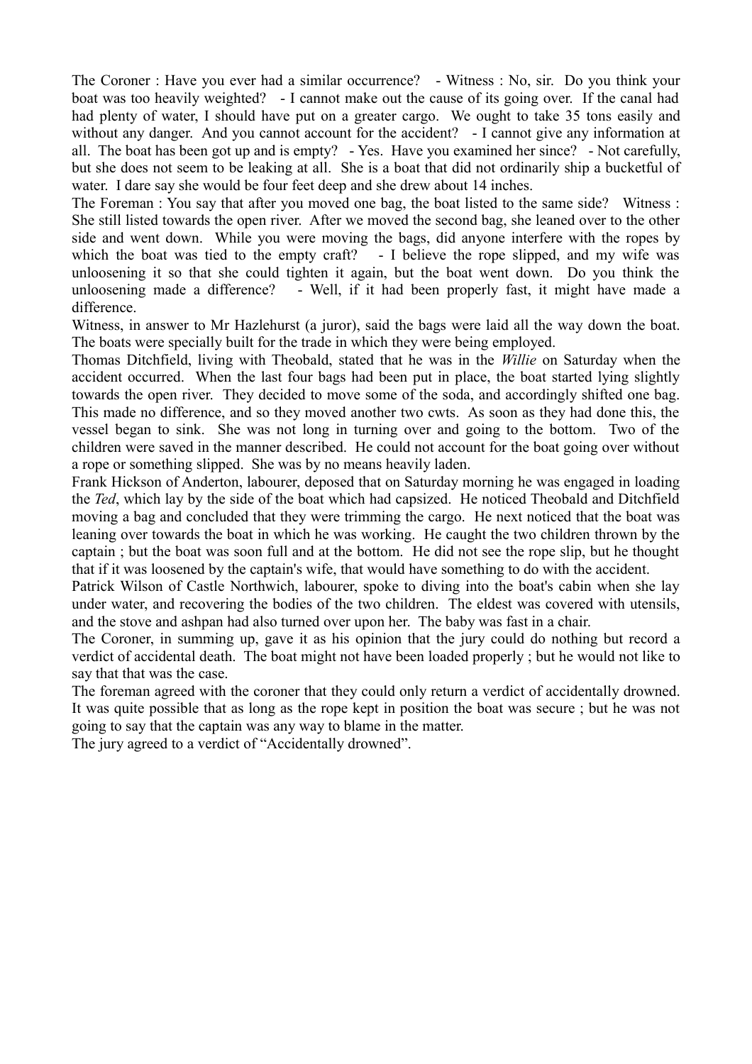The Coroner : Have you ever had a similar occurrence? - Witness : No, sir. Do you think your boat was too heavily weighted? - I cannot make out the cause of its going over. If the canal had had plenty of water, I should have put on a greater cargo. We ought to take 35 tons easily and without any danger. And you cannot account for the accident? - I cannot give any information at all. The boat has been got up and is empty? - Yes. Have you examined her since? - Not carefully, but she does not seem to be leaking at all. She is a boat that did not ordinarily ship a bucketful of water. I dare say she would be four feet deep and she drew about 14 inches.

The Foreman : You say that after you moved one bag, the boat listed to the same side? Witness : She still listed towards the open river. After we moved the second bag, she leaned over to the other side and went down. While you were moving the bags, did anyone interfere with the ropes by which the boat was tied to the empty craft? - I believe the rope slipped, and my wife was unloosening it so that she could tighten it again, but the boat went down. Do you think the unloosening made a difference? - Well, if it had been properly fast, it might have made a difference.

Witness, in answer to Mr Hazlehurst (a juror), said the bags were laid all the way down the boat. The boats were specially built for the trade in which they were being employed.

Thomas Ditchfield, living with Theobald, stated that he was in the *Willie* on Saturday when the accident occurred. When the last four bags had been put in place, the boat started lying slightly towards the open river. They decided to move some of the soda, and accordingly shifted one bag. This made no difference, and so they moved another two cwts. As soon as they had done this, the vessel began to sink. She was not long in turning over and going to the bottom. Two of the children were saved in the manner described. He could not account for the boat going over without a rope or something slipped. She was by no means heavily laden.

Frank Hickson of Anderton, labourer, deposed that on Saturday morning he was engaged in loading the *Ted*, which lay by the side of the boat which had capsized. He noticed Theobald and Ditchfield moving a bag and concluded that they were trimming the cargo. He next noticed that the boat was leaning over towards the boat in which he was working. He caught the two children thrown by the captain ; but the boat was soon full and at the bottom. He did not see the rope slip, but he thought that if it was loosened by the captain's wife, that would have something to do with the accident.

Patrick Wilson of Castle Northwich, labourer, spoke to diving into the boat's cabin when she lay under water, and recovering the bodies of the two children. The eldest was covered with utensils, and the stove and ashpan had also turned over upon her. The baby was fast in a chair.

The Coroner, in summing up, gave it as his opinion that the jury could do nothing but record a verdict of accidental death. The boat might not have been loaded properly ; but he would not like to say that that was the case.

The foreman agreed with the coroner that they could only return a verdict of accidentally drowned. It was quite possible that as long as the rope kept in position the boat was secure ; but he was not going to say that the captain was any way to blame in the matter.

The jury agreed to a verdict of "Accidentally drowned".